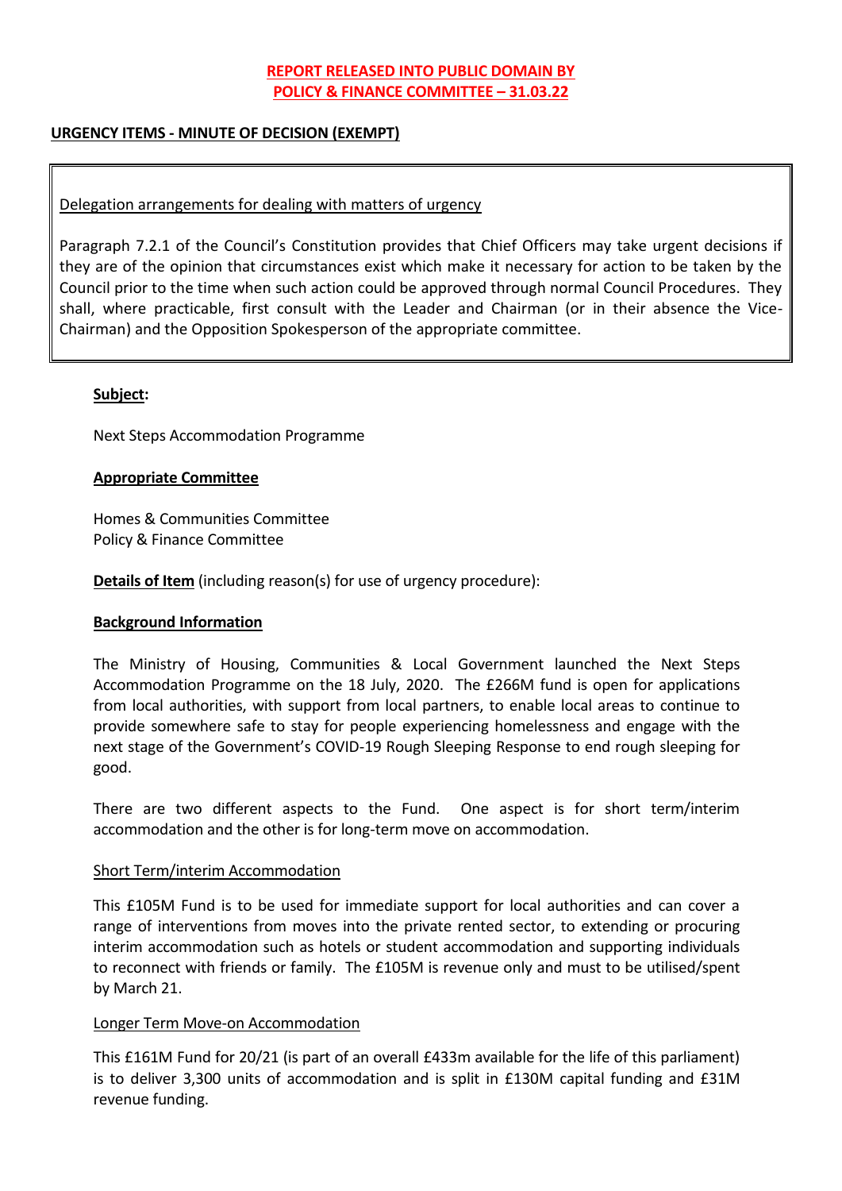**REPORT RELEASED INTO PUBLIC DOMAIN BY POLICY & FINANCE COMMITTEE – 31.03.22**

## URGENCY ITEMS - MINUTE OF DECISION (EXEMPT)

> Delegation arrangements for dealing with matters of urgency
>
> Paragraph 7.2.1 of the Council's Constitution provides that Chief Officers may take urgent decisions if they are of the opinion that circumstances exist which make it necessary for action to be taken by the Council prior to the time when such action could be approved through normal Council Procedures. They shall, where practicable, first consult with the Leader and Chairman (or in their absence the Vice-Chairman) and the Opposition Spokesperson of the appropriate committee.

**Subject:**

Next Steps Accommodation Programme

**Appropriate Committee**

Homes & Communities Committee
Policy & Finance Committee

**Details of Item** (including reason(s) for use of urgency procedure):

**Background Information**

The Ministry of Housing, Communities & Local Government launched the Next Steps Accommodation Programme on the 18 July, 2020. The £266M fund is open for applications from local authorities, with support from local partners, to enable local areas to continue to provide somewhere safe to stay for people experiencing homelessness and engage with the next stage of the Government's COVID-19 Rough Sleeping Response to end rough sleeping for good.

There are two different aspects to the Fund. One aspect is for short term/interim accommodation and the other is for long-term move on accommodation.

Short Term/interim Accommodation

This £105M Fund is to be used for immediate support for local authorities and can cover a range of interventions from moves into the private rented sector, to extending or procuring interim accommodation such as hotels or student accommodation and supporting individuals to reconnect with friends or family. The £105M is revenue only and must to be utilised/spent by March 21.

Longer Term Move-on Accommodation

This £161M Fund for 20/21 (is part of an overall £433m available for the life of this parliament) is to deliver 3,300 units of accommodation and is split in £130M capital funding and £31M revenue funding.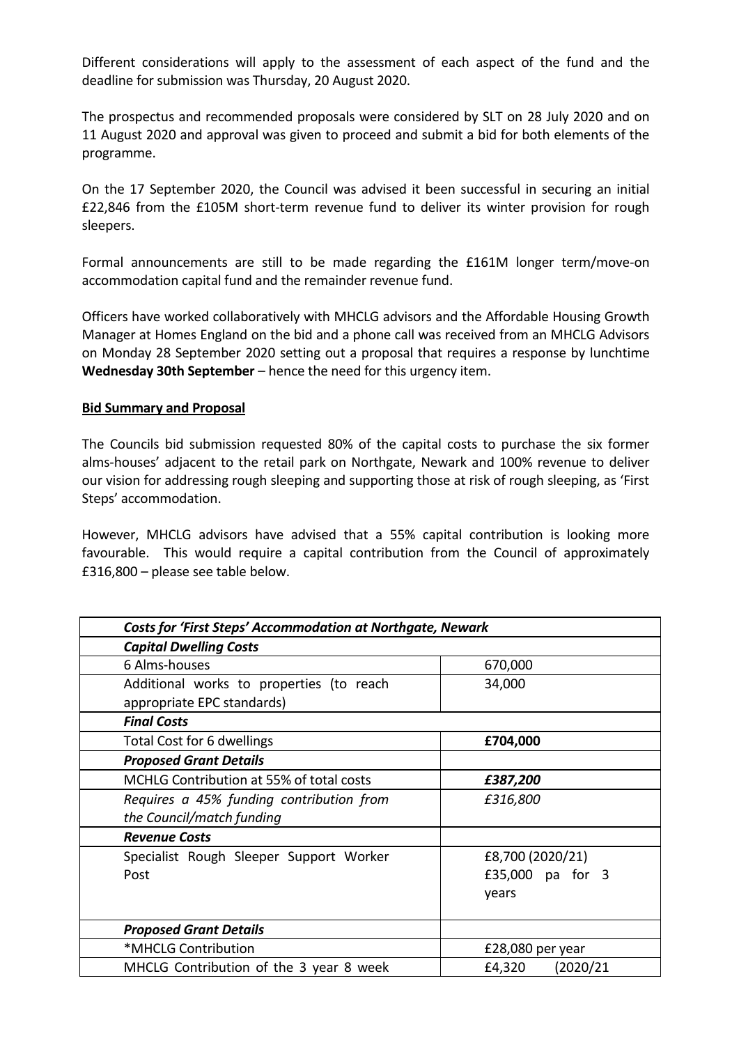Different considerations will apply to the assessment of each aspect of the fund and the deadline for submission was Thursday, 20 August 2020.

The prospectus and recommended proposals were considered by SLT on 28 July 2020 and on 11 August 2020 and approval was given to proceed and submit a bid for both elements of the programme.

On the 17 September 2020, the Council was advised it been successful in securing an initial £22,846 from the £105M short-term revenue fund to deliver its winter provision for rough sleepers.

Formal announcements are still to be made regarding the £161M longer term/move-on accommodation capital fund and the remainder revenue fund.

Officers have worked collaboratively with MHCLG advisors and the Affordable Housing Growth Manager at Homes England on the bid and a phone call was received from an MHCLG Advisors on Monday 28 September 2020 setting out a proposal that requires a response by lunchtime **Wednesday 30th September** – hence the need for this urgency item.

**Bid Summary and Proposal**

The Councils bid submission requested 80% of the capital costs to purchase the six former alms-houses' adjacent to the retail park on Northgate, Newark and 100% revenue to deliver our vision for addressing rough sleeping and supporting those at risk of rough sleeping, as 'First Steps' accommodation.

However, MHCLG advisors have advised that a 55% capital contribution is looking more favourable. This would require a capital contribution from the Council of approximately £316,800 – please see table below.

| ***Costs for 'First Steps' Accommodation at Northgate, Newark*** | |
|---|---|
| ***Capital Dwelling Costs*** | |
| 6 Alms-houses | 670,000 |
| Additional works to properties (to reach appropriate EPC standards) | 34,000 |
| ***Final Costs*** | |
| Total Cost for 6 dwellings | **£704,000** |
| ***Proposed Grant Details*** | |
| MCHLG Contribution at 55% of total costs | ***£387,200*** |
| *Requires a 45% funding contribution from the Council/match funding* | *£316,800* |
| ***Revenue Costs*** | |
| Specialist Rough Sleeper Support Worker Post | £8,700 (2020/21)<br>£35,000 pa for 3 years |
| ***Proposed Grant Details*** | |
| *MHCLG Contribution | £28,080 per year |
| MHCLG Contribution of the 3 year 8 week | £4,320 (2020/21 |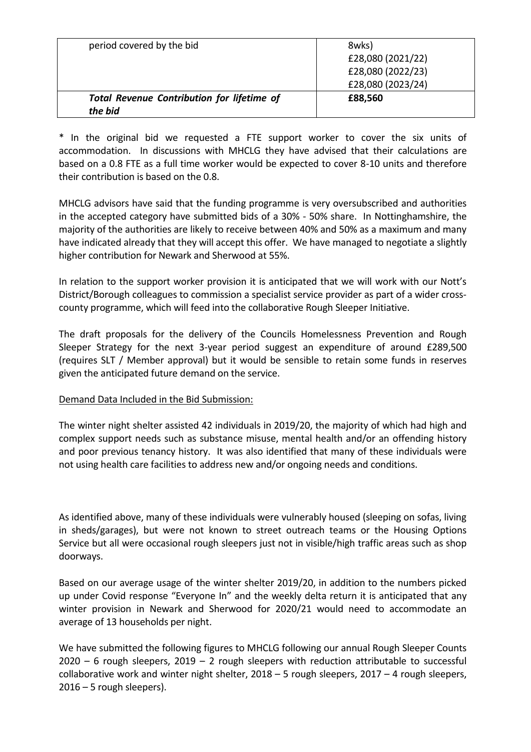| period covered by the bid | 8wks)<br>£28,080 (2021/22)<br>£28,080 (2022/23)<br>£28,080 (2023/24) |
|---|---|
| ***Total Revenue Contribution for lifetime of the bid*** | **£88,560** |

* In the original bid we requested a FTE support worker to cover the six units of accommodation. In discussions with MHCLG they have advised that their calculations are based on a 0.8 FTE as a full time worker would be expected to cover 8-10 units and therefore their contribution is based on the 0.8.

MHCLG advisors have said that the funding programme is very oversubscribed and authorities in the accepted category have submitted bids of a 30% - 50% share. In Nottinghamshire, the majority of the authorities are likely to receive between 40% and 50% as a maximum and many have indicated already that they will accept this offer. We have managed to negotiate a slightly higher contribution for Newark and Sherwood at 55%.

In relation to the support worker provision it is anticipated that we will work with our Nott's District/Borough colleagues to commission a specialist service provider as part of a wider cross-county programme, which will feed into the collaborative Rough Sleeper Initiative.

The draft proposals for the delivery of the Councils Homelessness Prevention and Rough Sleeper Strategy for the next 3-year period suggest an expenditure of around £289,500 (requires SLT / Member approval) but it would be sensible to retain some funds in reserves given the anticipated future demand on the service.

Demand Data Included in the Bid Submission:

The winter night shelter assisted 42 individuals in 2019/20, the majority of which had high and complex support needs such as substance misuse, mental health and/or an offending history and poor previous tenancy history. It was also identified that many of these individuals were not using health care facilities to address new and/or ongoing needs and conditions.

As identified above, many of these individuals were vulnerably housed (sleeping on sofas, living in sheds/garages), but were not known to street outreach teams or the Housing Options Service but all were occasional rough sleepers just not in visible/high traffic areas such as shop doorways.

Based on our average usage of the winter shelter 2019/20, in addition to the numbers picked up under Covid response "Everyone In" and the weekly delta return it is anticipated that any winter provision in Newark and Sherwood for 2020/21 would need to accommodate an average of 13 households per night.

We have submitted the following figures to MHCLG following our annual Rough Sleeper Counts 2020 – 6 rough sleepers, 2019 – 2 rough sleepers with reduction attributable to successful collaborative work and winter night shelter, 2018 – 5 rough sleepers, 2017 – 4 rough sleepers, 2016 – 5 rough sleepers).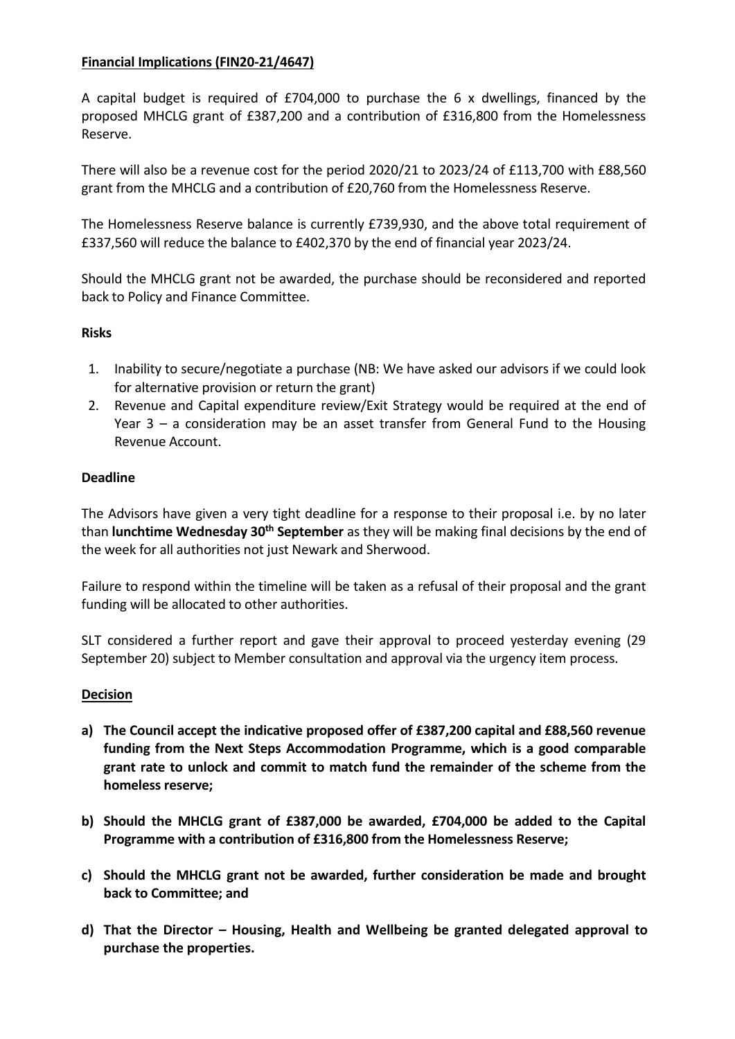**Financial Implications (FIN20-21/4647)**

A capital budget is required of £704,000 to purchase the 6 x dwellings, financed by the proposed MHCLG grant of £387,200 and a contribution of £316,800 from the Homelessness Reserve.

There will also be a revenue cost for the period 2020/21 to 2023/24 of £113,700 with £88,560 grant from the MHCLG and a contribution of £20,760 from the Homelessness Reserve.

The Homelessness Reserve balance is currently £739,930, and the above total requirement of £337,560 will reduce the balance to £402,370 by the end of financial year 2023/24.

Should the MHCLG grant not be awarded, the purchase should be reconsidered and reported back to Policy and Finance Committee.

**Risks**

1. Inability to secure/negotiate a purchase (NB: We have asked our advisors if we could look for alternative provision or return the grant)
2. Revenue and Capital expenditure review/Exit Strategy would be required at the end of Year 3 – a consideration may be an asset transfer from General Fund to the Housing Revenue Account.

**Deadline**

The Advisors have given a very tight deadline for a response to their proposal i.e. by no later than **lunchtime Wednesday 30th September** as they will be making final decisions by the end of the week for all authorities not just Newark and Sherwood.

Failure to respond within the timeline will be taken as a refusal of their proposal and the grant funding will be allocated to other authorities.

SLT considered a further report and gave their approval to proceed yesterday evening (29 September 20) subject to Member consultation and approval via the urgency item process.

**Decision**

**a) The Council accept the indicative proposed offer of £387,200 capital and £88,560 revenue funding from the Next Steps Accommodation Programme, which is a good comparable grant rate to unlock and commit to match fund the remainder of the scheme from the homeless reserve;**

**b) Should the MHCLG grant of £387,000 be awarded, £704,000 be added to the Capital Programme with a contribution of £316,800 from the Homelessness Reserve;**

**c) Should the MHCLG grant not be awarded, further consideration be made and brought back to Committee; and**

**d) That the Director – Housing, Health and Wellbeing be granted delegated approval to purchase the properties.**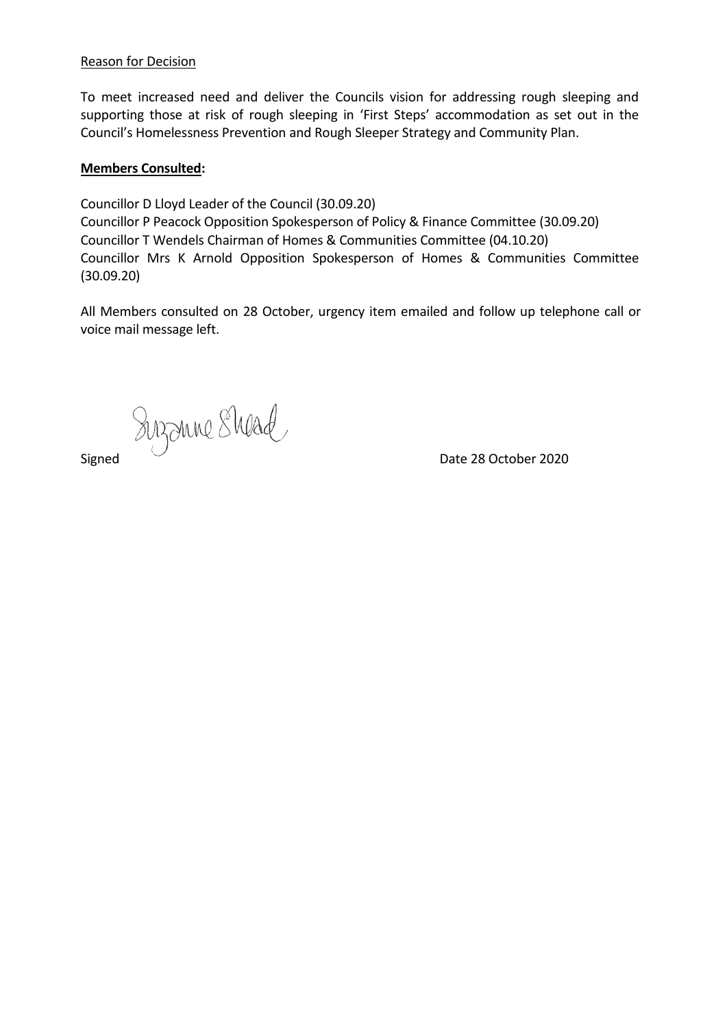Reason for Decision

To meet increased need and deliver the Councils vision for addressing rough sleeping and supporting those at risk of rough sleeping in 'First Steps' accommodation as set out in the Council's Homelessness Prevention and Rough Sleeper Strategy and Community Plan.

**Members Consulted:**

Councillor D Lloyd Leader of the Council (30.09.20)
Councillor P Peacock Opposition Spokesperson of Policy & Finance Committee (30.09.20)
Councillor T Wendels Chairman of Homes & Communities Committee (04.10.20)
Councillor Mrs K Arnold Opposition Spokesperson of Homes & Communities Committee (30.09.20)

All Members consulted on 28 October, urgency item emailed and follow up telephone call or voice mail message left.

Signed Suzanne Shead Date 28 October 2020